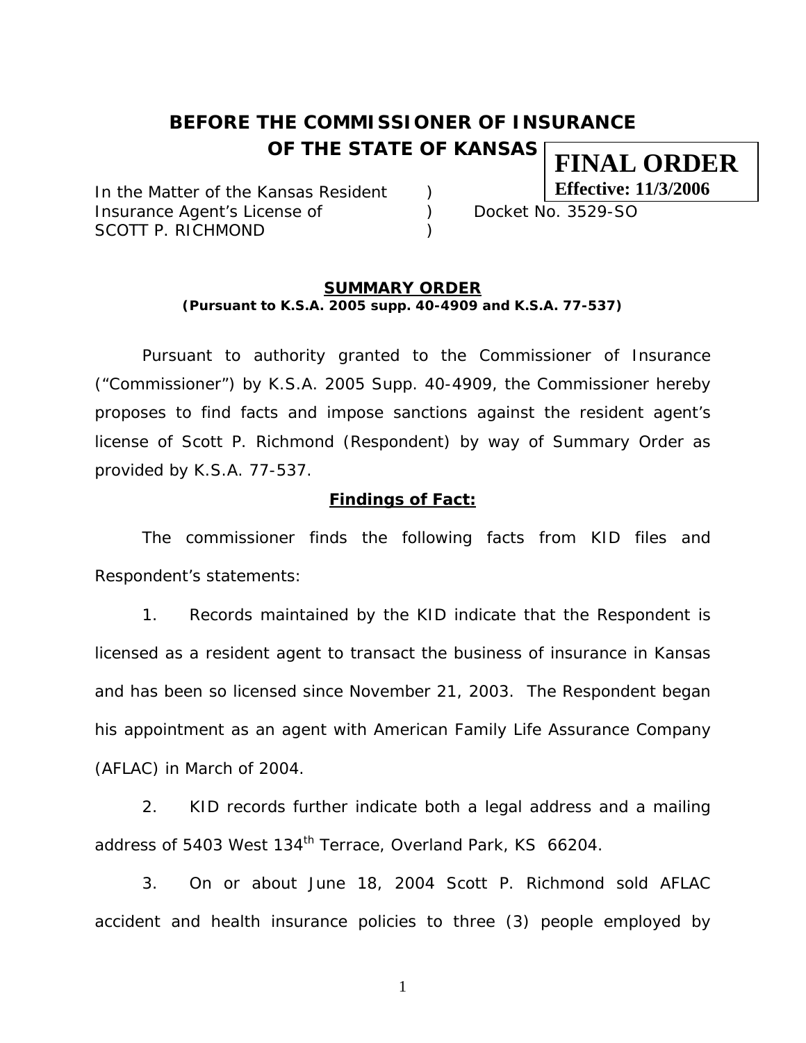# BEFORE THE COMMISSIONER OF INSURANCE OF THE STATE OF KANSAS

**FINAL ORDER**
**Effective: 11/3/2006**

In the Matter of the Kansas Resident )
Insurance Agent's License of ) Docket No. 3529-SO
SCOTT P. RICHMOND )

## SUMMARY ORDER

**(Pursuant to K.S.A. 2005 supp. 40-4909 and K.S.A. 77-537)**

Pursuant to authority granted to the Commissioner of Insurance ("Commissioner") by K.S.A. 2005 Supp. 40-4909, the Commissioner hereby proposes to find facts and impose sanctions against the resident agent's license of Scott P. Richmond (Respondent) by way of Summary Order as provided by K.S.A. 77-537.

### Findings of Fact:

The commissioner finds the following facts from KID files and Respondent's statements:

1. Records maintained by the KID indicate that the Respondent is licensed as a resident agent to transact the business of insurance in Kansas and has been so licensed since November 21, 2003. The Respondent began his appointment as an agent with American Family Life Assurance Company (AFLAC) in March of 2004.

2. KID records further indicate both a legal address and a mailing address of 5403 West 134th Terrace, Overland Park, KS 66204.

3. On or about June 18, 2004 Scott P. Richmond sold AFLAC accident and health insurance policies to three (3) people employed by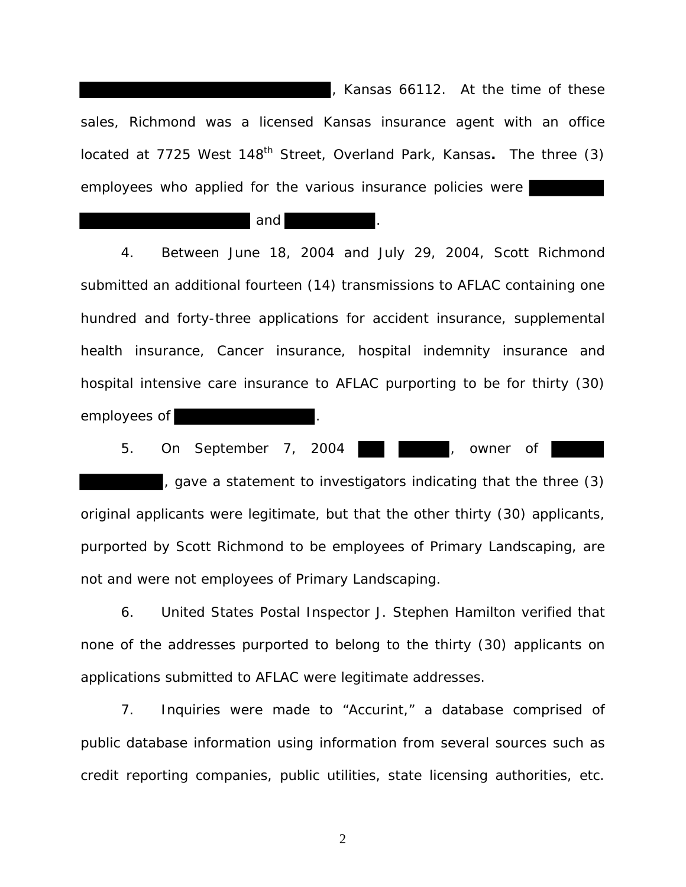█████████████████████████, Kansas 66112. At the time of these sales, Richmond was a licensed Kansas insurance agent with an office located at 7725 West 148th Street, Overland Park, Kansas**.** The three (3) employees who applied for the various insurance policies were ████████ █████████████████ and ████████.

4. Between June 18, 2004 and July 29, 2004, Scott Richmond submitted an additional fourteen (14) transmissions to AFLAC containing one hundred and forty-three applications for accident insurance, supplemental health insurance, Cancer insurance, hospital indemnity insurance and hospital intensive care insurance to AFLAC purporting to be for thirty (30) employees of █████████████.

5. On September 7, 2004 ███ █████, owner of █████ ████████, gave a statement to investigators indicating that the three (3) original applicants were legitimate, but that the other thirty (30) applicants, purported by Scott Richmond to be employees of Primary Landscaping, are not and were not employees of Primary Landscaping.

6. United States Postal Inspector J. Stephen Hamilton verified that none of the addresses purported to belong to the thirty (30) applicants on applications submitted to AFLAC were legitimate addresses.

7. Inquiries were made to "Accurint," a database comprised of public database information using information from several sources such as credit reporting companies, public utilities, state licensing authorities, etc.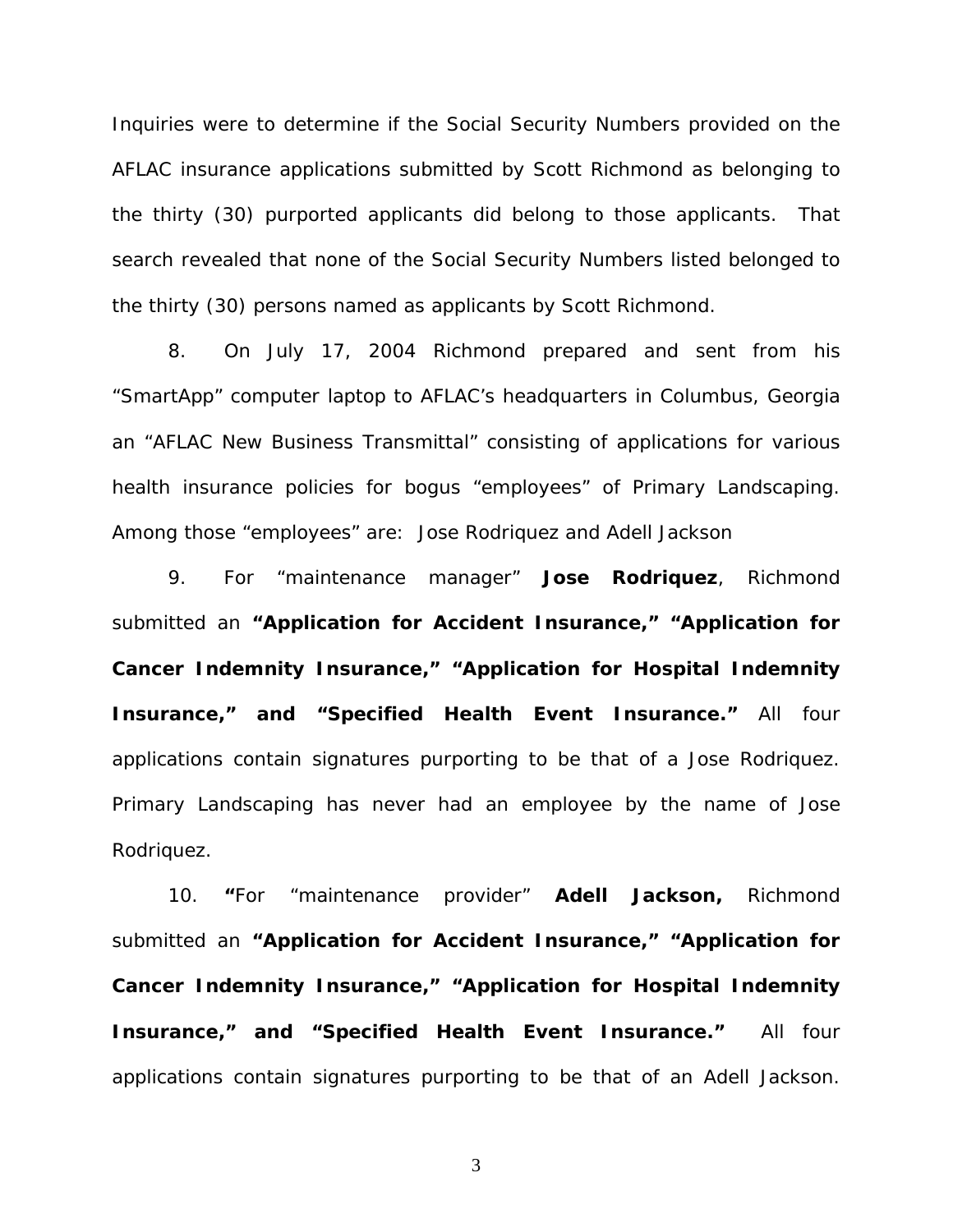Inquiries were to determine if the Social Security Numbers provided on the AFLAC insurance applications submitted by Scott Richmond as belonging to the thirty (30) purported applicants did belong to those applicants. That search revealed that none of the Social Security Numbers listed belonged to the thirty (30) persons named as applicants by Scott Richmond.

8. On July 17, 2004 Richmond prepared and sent from his "SmartApp" computer laptop to AFLAC's headquarters in Columbus, Georgia an "AFLAC New Business Transmittal" consisting of applications for various health insurance policies for bogus "employees" of Primary Landscaping. Among those "employees" are: Jose Rodriquez and Adell Jackson

9. For "maintenance manager" **Jose Rodriquez**, Richmond submitted an **"Application for Accident Insurance," "Application for Cancer Indemnity Insurance," "Application for Hospital Indemnity Insurance," and "Specified Health Event Insurance."** All four applications contain signatures purporting to be that of a Jose Rodriquez. Primary Landscaping has never had an employee by the name of Jose Rodriquez.

10. **"**For "maintenance provider" **Adell Jackson,** Richmond submitted an **"Application for Accident Insurance," "Application for Cancer Indemnity Insurance," "Application for Hospital Indemnity Insurance," and "Specified Health Event Insurance."** All four applications contain signatures purporting to be that of an Adell Jackson.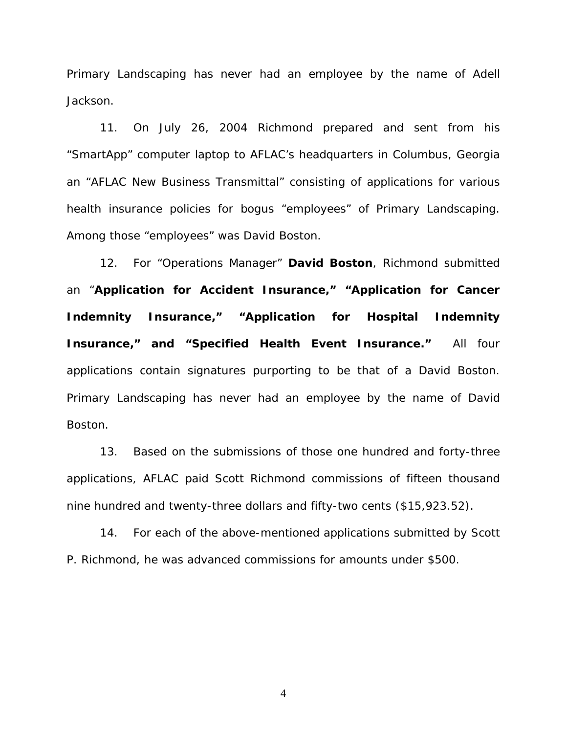Primary Landscaping has never had an employee by the name of Adell Jackson.

11. On July 26, 2004 Richmond prepared and sent from his "SmartApp" computer laptop to AFLAC's headquarters in Columbus, Georgia an "AFLAC New Business Transmittal" consisting of applications for various health insurance policies for bogus "employees" of Primary Landscaping. Among those "employees" was David Boston.

12. For "Operations Manager" **David Boston**, Richmond submitted an "**Application for Accident Insurance," "Application for Cancer Indemnity Insurance," "Application for Hospital Indemnity Insurance," and "Specified Health Event Insurance."** All four applications contain signatures purporting to be that of a David Boston. Primary Landscaping has never had an employee by the name of David Boston.

13. Based on the submissions of those one hundred and forty-three applications, AFLAC paid Scott Richmond commissions of fifteen thousand nine hundred and twenty-three dollars and fifty-two cents ($15,923.52).

14. For each of the above-mentioned applications submitted by Scott P. Richmond, he was advanced commissions for amounts under $500.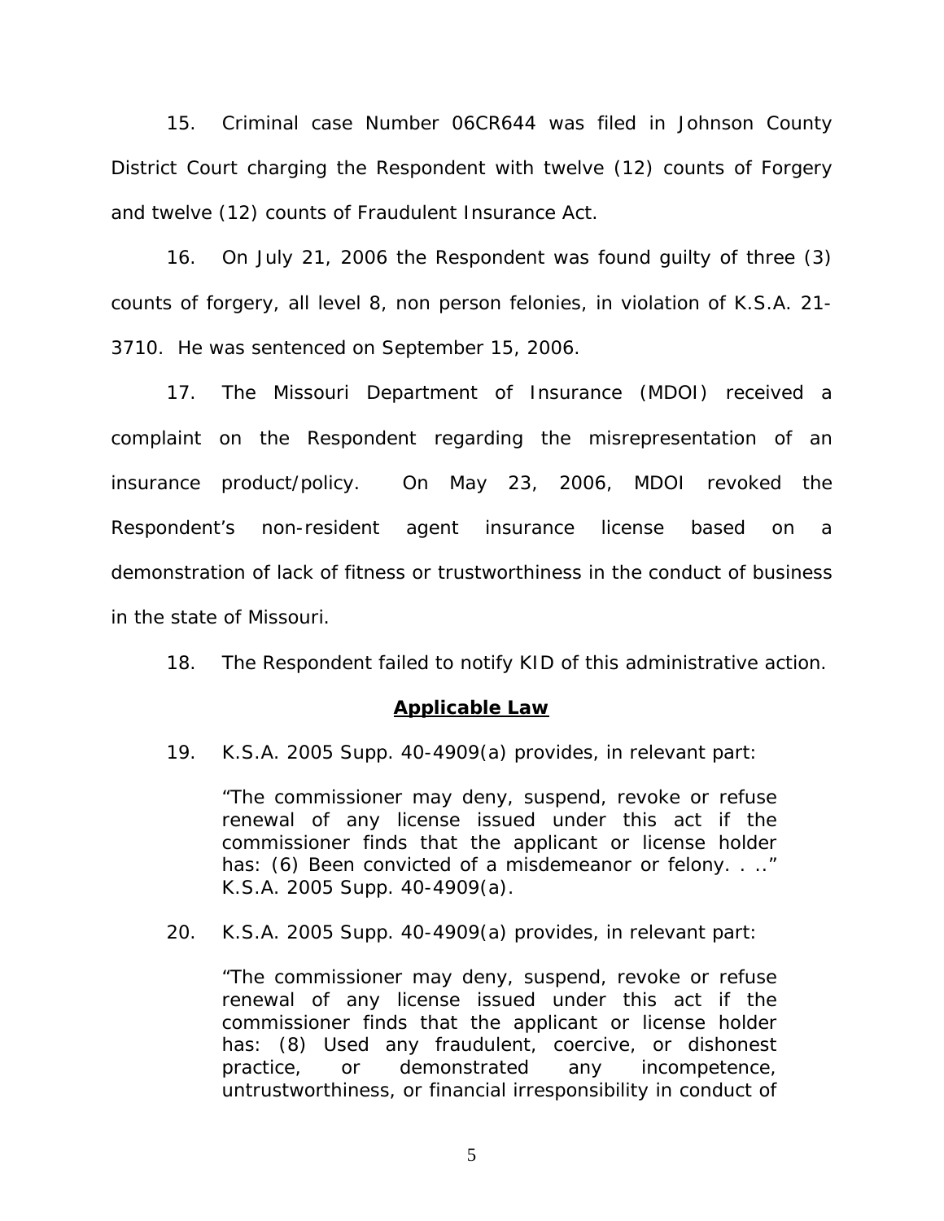15. Criminal case Number 06CR644 was filed in Johnson County District Court charging the Respondent with twelve (12) counts of Forgery and twelve (12) counts of Fraudulent Insurance Act.

16. On July 21, 2006 the Respondent was found guilty of three (3) counts of forgery, all level 8, non person felonies, in violation of K.S.A. 21-3710. He was sentenced on September 15, 2006.

17. The Missouri Department of Insurance (MDOI) received a complaint on the Respondent regarding the misrepresentation of an insurance product/policy. On May 23, 2006, MDOI revoked the Respondent's non-resident agent insurance license based on a demonstration of lack of fitness or trustworthiness in the conduct of business in the state of Missouri.

18. The Respondent failed to notify KID of this administrative action.

## Applicable Law

19. K.S.A. 2005 Supp. 40-4909(a) provides, in relevant part:

> "The commissioner may deny, suspend, revoke or refuse renewal of any license issued under this act if the commissioner finds that the applicant or license holder has: (6) Been convicted of a misdemeanor or felony. . .." K.S.A. 2005 Supp. 40-4909(a).

20. K.S.A. 2005 Supp. 40-4909(a) provides, in relevant part:

> "The commissioner may deny, suspend, revoke or refuse renewal of any license issued under this act if the commissioner finds that the applicant or license holder has: (8) Used any fraudulent, coercive, or dishonest practice, or demonstrated any incompetence, untrustworthiness, or financial irresponsibility in conduct of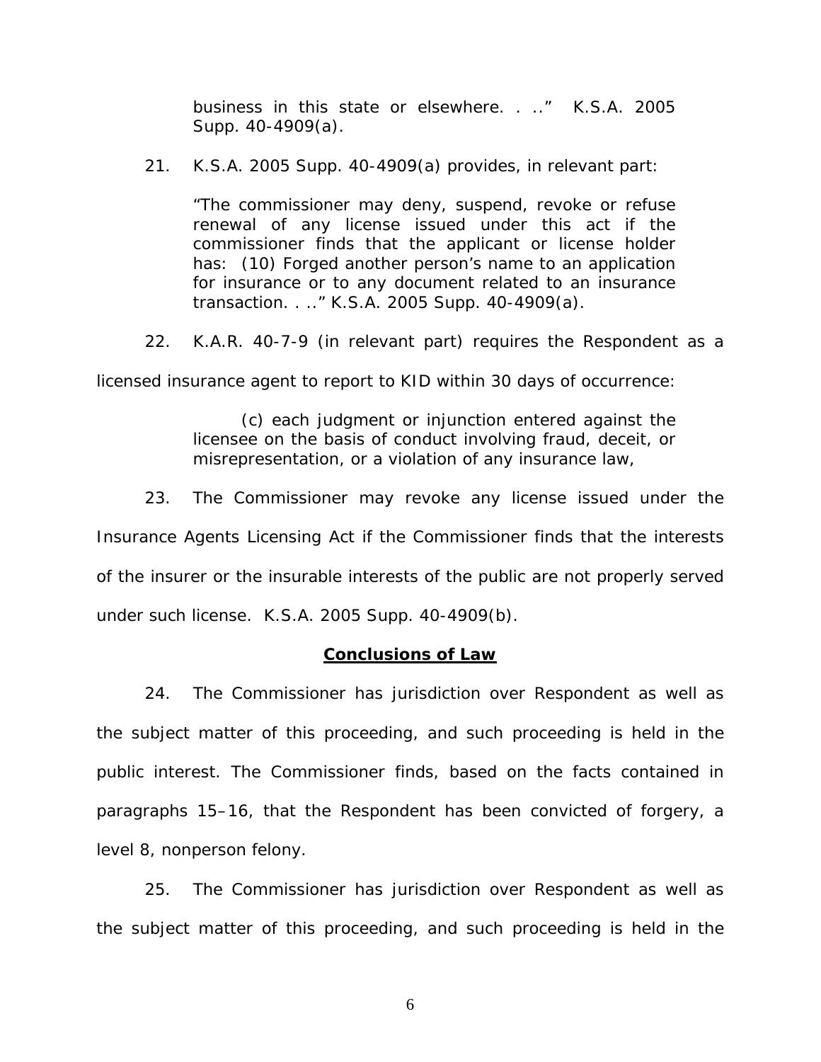> business in this state or elsewhere. . ..” K.S.A. 2005 Supp. 40-4909(a).

21. K.S.A. 2005 Supp. 40-4909(a) provides, in relevant part:

> “The commissioner may deny, suspend, revoke or refuse renewal of any license issued under this act if the commissioner finds that the applicant or license holder has: (10) Forged another person’s name to an application for insurance or to any document related to an insurance transaction. . ..” K.S.A. 2005 Supp. 40-4909(a).

22. K.A.R. 40-7-9 (in relevant part) requires the Respondent as a licensed insurance agent to report to KID within 30 days of occurrence:

> (c) each judgment or injunction entered against the licensee on the basis of conduct involving fraud, deceit, or misrepresentation, or a violation of any insurance law,

23. The Commissioner may revoke any license issued under the Insurance Agents Licensing Act if the Commissioner finds that the interests of the insurer or the insurable interests of the public are not properly served under such license. K.S.A. 2005 Supp. 40-4909(b).

## Conclusions of Law

24. The Commissioner has jurisdiction over Respondent as well as the subject matter of this proceeding, and such proceeding is held in the public interest. The Commissioner finds, based on the facts contained in paragraphs 15–16, that the Respondent has been convicted of forgery, a level 8, nonperson felony.

25. The Commissioner has jurisdiction over Respondent as well as the subject matter of this proceeding, and such proceeding is held in the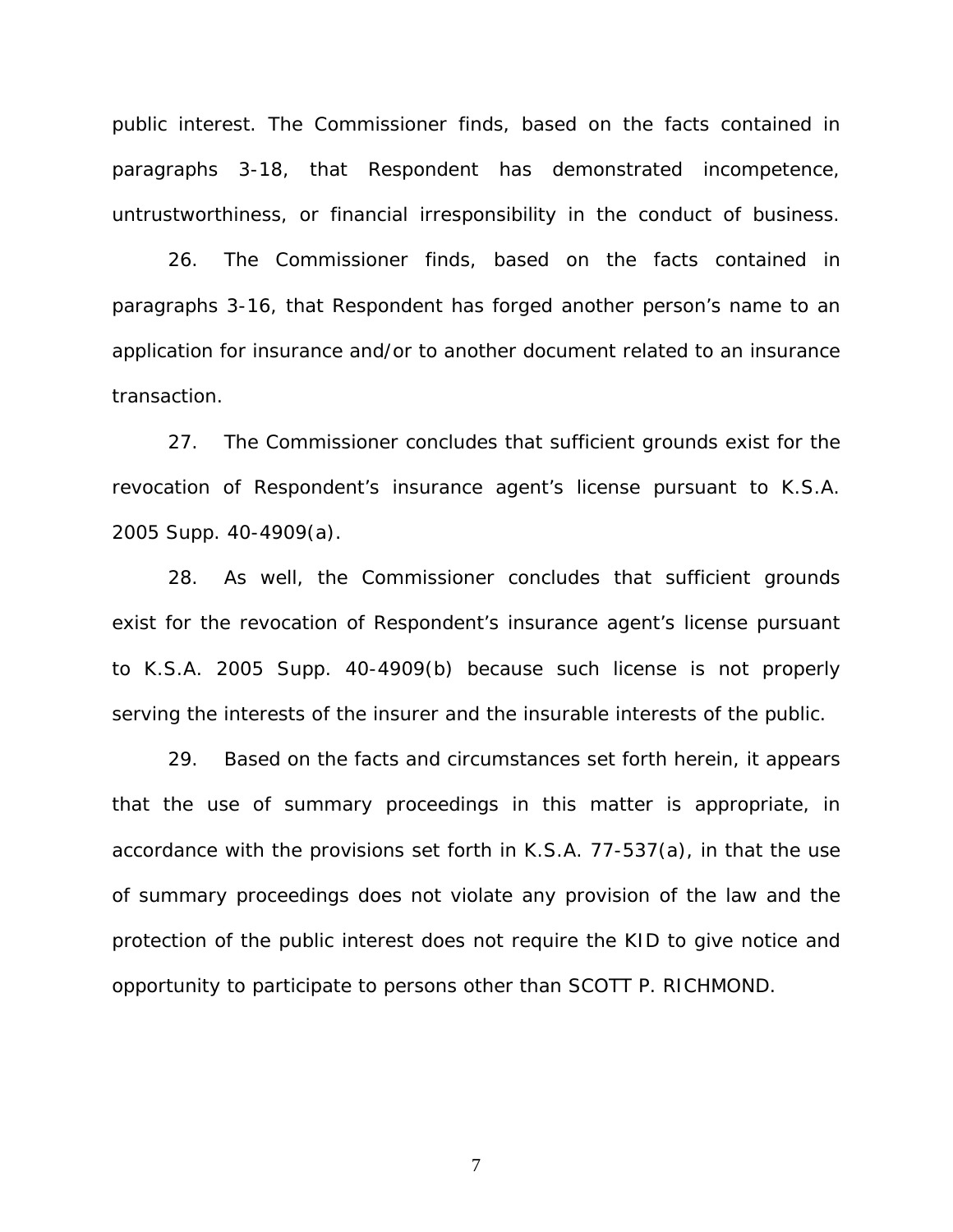public interest. The Commissioner finds, based on the facts contained in paragraphs 3-18, that Respondent has demonstrated incompetence, untrustworthiness, or financial irresponsibility in the conduct of business.

26. The Commissioner finds, based on the facts contained in paragraphs 3-16, that Respondent has forged another person's name to an application for insurance and/or to another document related to an insurance transaction.

27. The Commissioner concludes that sufficient grounds exist for the revocation of Respondent's insurance agent's license pursuant to K.S.A. 2005 Supp. 40-4909(a).

28. As well, the Commissioner concludes that sufficient grounds exist for the revocation of Respondent's insurance agent's license pursuant to K.S.A. 2005 Supp. 40-4909(b) because such license is not properly serving the interests of the insurer and the insurable interests of the public.

29. Based on the facts and circumstances set forth herein, it appears that the use of summary proceedings in this matter is appropriate, in accordance with the provisions set forth in K.S.A. 77-537(a), in that the use of summary proceedings does not violate any provision of the law and the protection of the public interest does not require the KID to give notice and opportunity to participate to persons other than SCOTT P. RICHMOND.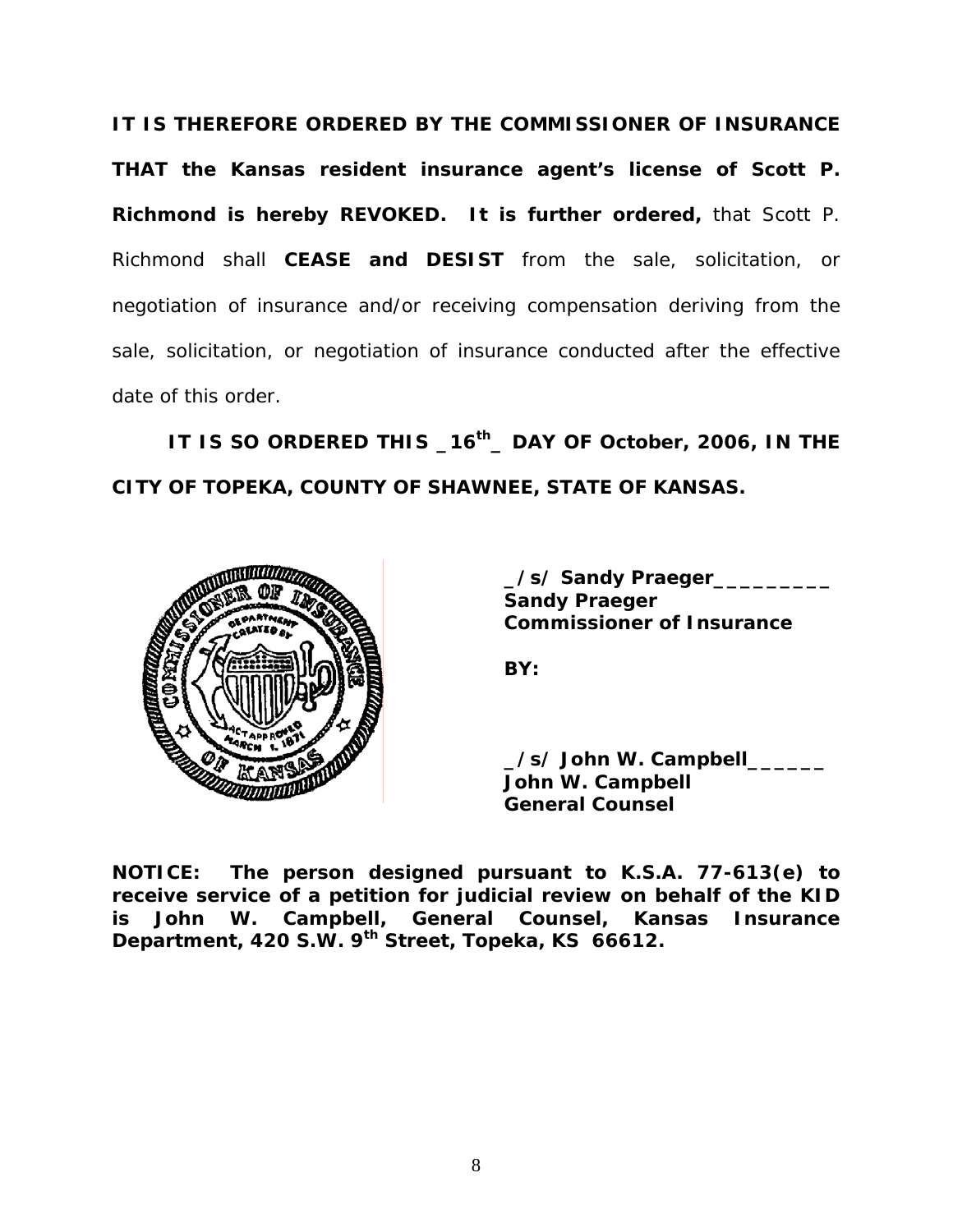**IT IS THEREFORE ORDERED BY THE COMMISSIONER OF INSURANCE THAT the Kansas resident insurance agent's license of Scott P. Richmond is hereby REVOKED. It is further ordered,** that Scott P. Richmond shall **CEASE and DESIST** from the sale, solicitation, or negotiation of insurance and/or receiving compensation deriving from the sale, solicitation, or negotiation of insurance conducted after the effective date of this order.

**IT IS SO ORDERED THIS _16th_ DAY OF October, 2006, IN THE CITY OF TOPEKA, COUNTY OF SHAWNEE, STATE OF KANSAS.**

**_/s/ Sandy Praeger_________**
**Sandy Praeger**
**Commissioner of Insurance**

**BY:**

**_/s/ John W. Campbell______**
**John W. Campbell**
**General Counsel**

**NOTICE: The person designed pursuant to K.S.A. 77-613(e) to receive service of a petition for judicial review on behalf of the KID is John W. Campbell, General Counsel, Kansas Insurance Department, 420 S.W. 9th Street, Topeka, KS 66612.**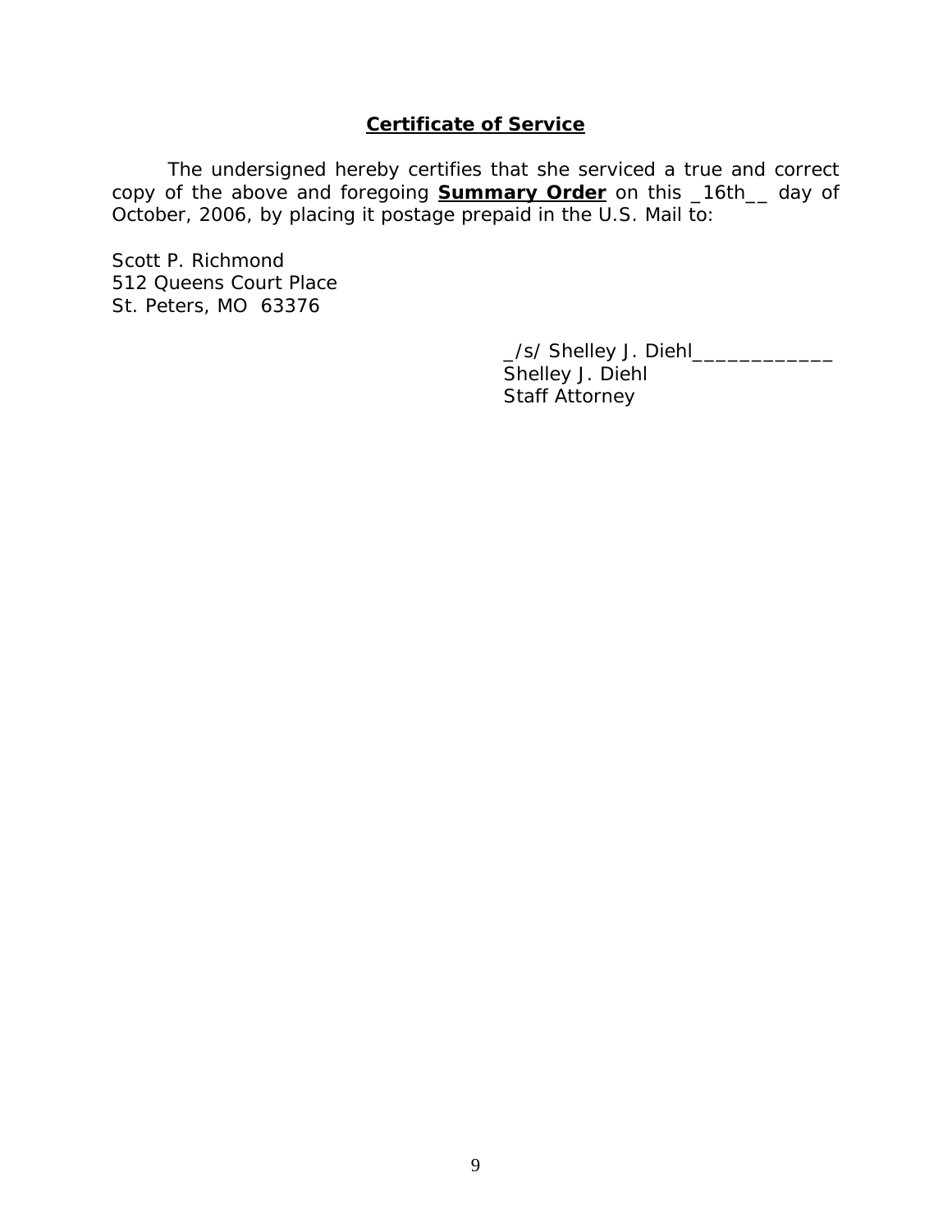## **Certificate of Service**

The undersigned hereby certifies that she serviced a true and correct copy of the above and foregoing **Summary Order** on this _16th__ day of October, 2006, by placing it postage prepaid in the U.S. Mail to:

Scott P. Richmond
512 Queens Court Place
St. Peters, MO 63376

_/s/ Shelley J. Diehl_____________
Shelley J. Diehl
Staff Attorney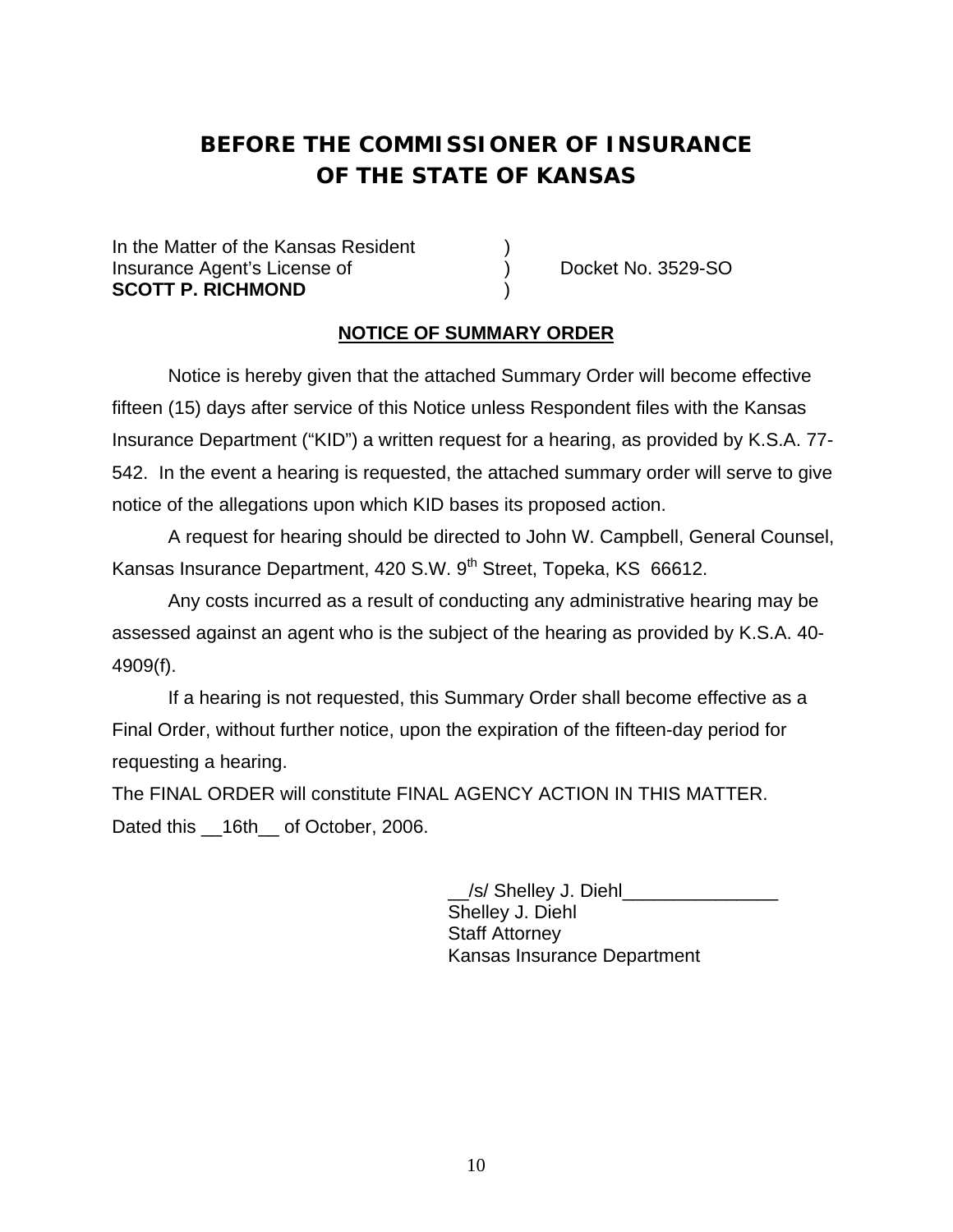# BEFORE THE COMMISSIONER OF INSURANCE
# OF THE STATE OF KANSAS

| | | |
|---|---|---|
| In the Matter of the Kansas Resident | ) | |
| Insurance Agent's License of | ) | Docket No. 3529-SO |
| **SCOTT P. RICHMOND** | ) | |

**NOTICE OF SUMMARY ORDER**

Notice is hereby given that the attached Summary Order will become effective fifteen (15) days after service of this Notice unless Respondent files with the Kansas Insurance Department ("KID") a written request for a hearing, as provided by K.S.A. 77-542. In the event a hearing is requested, the attached summary order will serve to give notice of the allegations upon which KID bases its proposed action.

A request for hearing should be directed to John W. Campbell, General Counsel, Kansas Insurance Department, 420 S.W. 9th Street, Topeka, KS 66612.

Any costs incurred as a result of conducting any administrative hearing may be assessed against an agent who is the subject of the hearing as provided by K.S.A. 40-4909(f).

If a hearing is not requested, this Summary Order shall become effective as a Final Order, without further notice, upon the expiration of the fifteen-day period for requesting a hearing.

The FINAL ORDER will constitute FINAL AGENCY ACTION IN THIS MATTER.

Dated this __16th__ of October, 2006.

__/s/ Shelley J. Diehl_______________
Shelley J. Diehl
Staff Attorney
Kansas Insurance Department